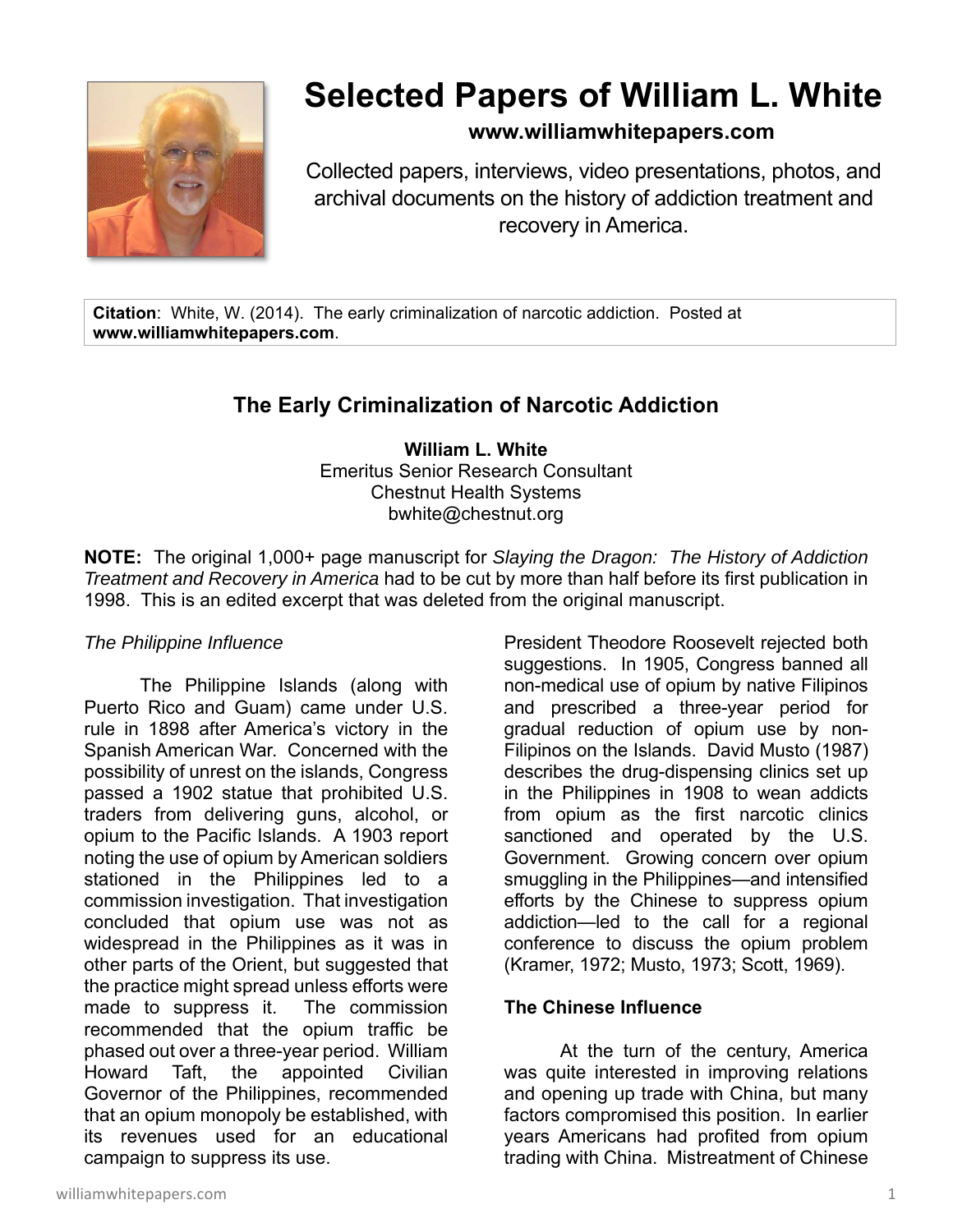# Selected Papers of William L. White

**www.williamwhitepapers.com**

Collected papers, interviews, video presentations, photos, and archival documents on the history of addiction treatment and recovery in America.

**Citation**: White, W. (2014). The early criminalization of narcotic addiction. Posted at **www.williamwhitepapers.com**.

## The Early Criminalization of Narcotic Addiction

**William L. White**
Emeritus Senior Research Consultant
Chestnut Health Systems
bwhite@chestnut.org

**NOTE:** The original 1,000+ page manuscript for *Slaying the Dragon: The History of Addiction Treatment and Recovery in America* had to be cut by more than half before its first publication in 1998. This is an edited excerpt that was deleted from the original manuscript.

*The Philippine Influence*

The Philippine Islands (along with Puerto Rico and Guam) came under U.S. rule in 1898 after America's victory in the Spanish American War. Concerned with the possibility of unrest on the islands, Congress passed a 1902 statue that prohibited U.S. traders from delivering guns, alcohol, or opium to the Pacific Islands. A 1903 report noting the use of opium by American soldiers stationed in the Philippines led to a commission investigation. That investigation concluded that opium use was not as widespread in the Philippines as it was in other parts of the Orient, but suggested that the practice might spread unless efforts were made to suppress it. The commission recommended that the opium traffic be phased out over a three-year period. William Howard Taft, the appointed Civilian Governor of the Philippines, recommended that an opium monopoly be established, with its revenues used for an educational campaign to suppress its use. President Theodore Roosevelt rejected both suggestions. In 1905, Congress banned all non-medical use of opium by native Filipinos and prescribed a three-year period for gradual reduction of opium use by non-Filipinos on the Islands. David Musto (1987) describes the drug-dispensing clinics set up in the Philippines in 1908 to wean addicts from opium as the first narcotic clinics sanctioned and operated by the U.S. Government. Growing concern over opium smuggling in the Philippines—and intensified efforts by the Chinese to suppress opium addiction—led to the call for a regional conference to discuss the opium problem (Kramer, 1972; Musto, 1973; Scott, 1969).

**The Chinese Influence**

At the turn of the century, America was quite interested in improving relations and opening up trade with China, but many factors compromised this position. In earlier years Americans had profited from opium trading with China. Mistreatment of Chinese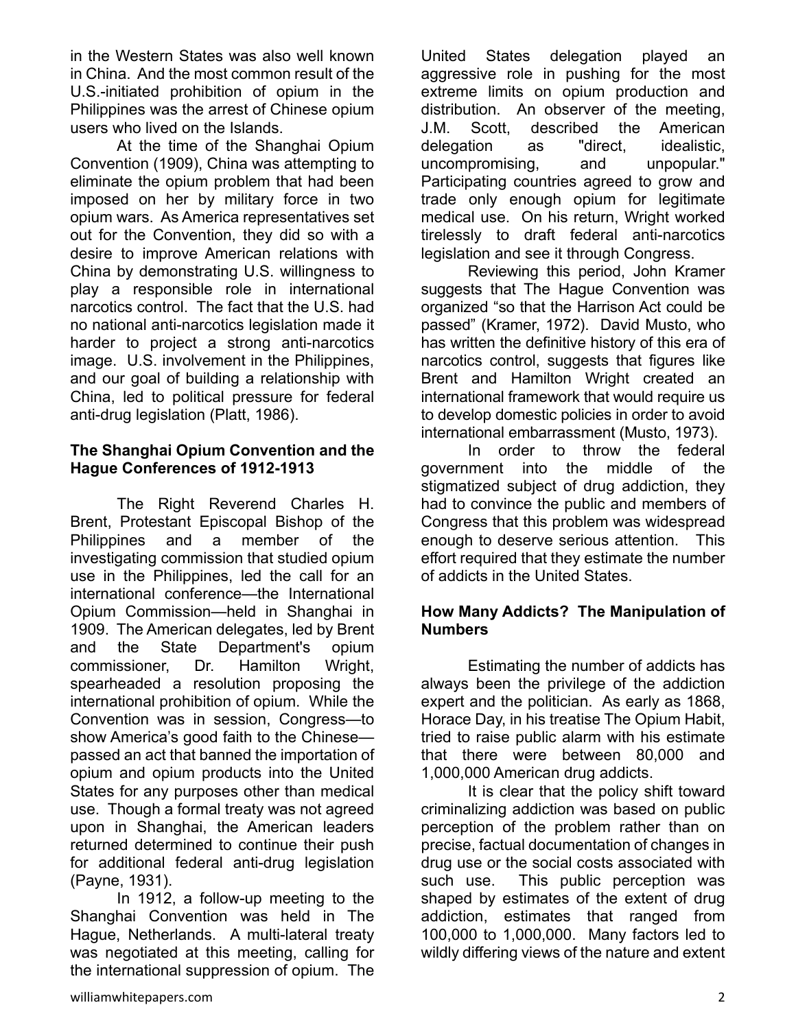in the Western States was also well known in China. And the most common result of the U.S.-initiated prohibition of opium in the Philippines was the arrest of Chinese opium users who lived on the Islands.

At the time of the Shanghai Opium Convention (1909), China was attempting to eliminate the opium problem that had been imposed on her by military force in two opium wars. As America representatives set out for the Convention, they did so with a desire to improve American relations with China by demonstrating U.S. willingness to play a responsible role in international narcotics control. The fact that the U.S. had no national anti-narcotics legislation made it harder to project a strong anti-narcotics image. U.S. involvement in the Philippines, and our goal of building a relationship with China, led to political pressure for federal anti-drug legislation (Platt, 1986).

**The Shanghai Opium Convention and the Hague Conferences of 1912-1913**

The Right Reverend Charles H. Brent, Protestant Episcopal Bishop of the Philippines and a member of the investigating commission that studied opium use in the Philippines, led the call for an international conference—the International Opium Commission—held in Shanghai in 1909. The American delegates, led by Brent and the State Department's opium commissioner, Dr. Hamilton Wright, spearheaded a resolution proposing the international prohibition of opium. While the Convention was in session, Congress—to show America's good faith to the Chinese—passed an act that banned the importation of opium and opium products into the United States for any purposes other than medical use. Though a formal treaty was not agreed upon in Shanghai, the American leaders returned determined to continue their push for additional federal anti-drug legislation (Payne, 1931).

In 1912, a follow-up meeting to the Shanghai Convention was held in The Hague, Netherlands. A multi-lateral treaty was negotiated at this meeting, calling for the international suppression of opium. The United States delegation played an aggressive role in pushing for the most extreme limits on opium production and distribution. An observer of the meeting, J.M. Scott, described the American delegation as "direct, idealistic, uncompromising, and unpopular." Participating countries agreed to grow and trade only enough opium for legitimate medical use. On his return, Wright worked tirelessly to draft federal anti-narcotics legislation and see it through Congress.

Reviewing this period, John Kramer suggests that The Hague Convention was organized "so that the Harrison Act could be passed" (Kramer, 1972). David Musto, who has written the definitive history of this era of narcotics control, suggests that figures like Brent and Hamilton Wright created an international framework that would require us to develop domestic policies in order to avoid international embarrassment (Musto, 1973).

In order to throw the federal government into the middle of the stigmatized subject of drug addiction, they had to convince the public and members of Congress that this problem was widespread enough to deserve serious attention. This effort required that they estimate the number of addicts in the United States.

**How Many Addicts? The Manipulation of Numbers**

Estimating the number of addicts has always been the privilege of the addiction expert and the politician. As early as 1868, Horace Day, in his treatise The Opium Habit, tried to raise public alarm with his estimate that there were between 80,000 and 1,000,000 American drug addicts.

It is clear that the policy shift toward criminalizing addiction was based on public perception of the problem rather than on precise, factual documentation of changes in drug use or the social costs associated with such use. This public perception was shaped by estimates of the extent of drug addiction, estimates that ranged from 100,000 to 1,000,000. Many factors led to wildly differing views of the nature and extent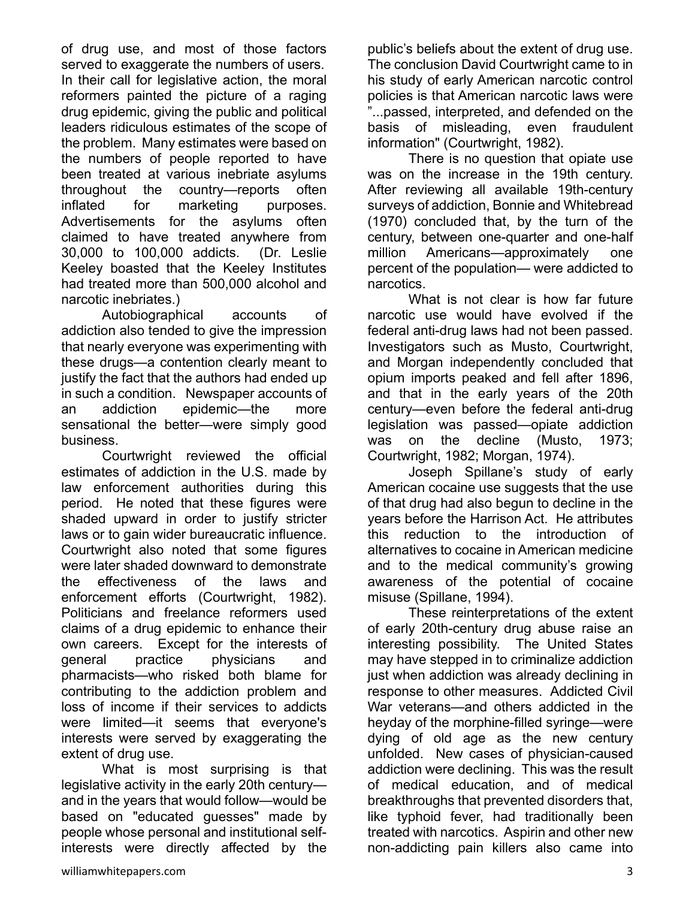of drug use, and most of those factors served to exaggerate the numbers of users. In their call for legislative action, the moral reformers painted the picture of a raging drug epidemic, giving the public and political leaders ridiculous estimates of the scope of the problem. Many estimates were based on the numbers of people reported to have been treated at various inebriate asylums throughout the country—reports often inflated for marketing purposes. Advertisements for the asylums often claimed to have treated anywhere from 30,000 to 100,000 addicts. (Dr. Leslie Keeley boasted that the Keeley Institutes had treated more than 500,000 alcohol and narcotic inebriates.)

Autobiographical accounts of addiction also tended to give the impression that nearly everyone was experimenting with these drugs—a contention clearly meant to justify the fact that the authors had ended up in such a condition. Newspaper accounts of an addiction epidemic—the more sensational the better—were simply good business.

Courtwright reviewed the official estimates of addiction in the U.S. made by law enforcement authorities during this period. He noted that these figures were shaded upward in order to justify stricter laws or to gain wider bureaucratic influence. Courtwright also noted that some figures were later shaded downward to demonstrate the effectiveness of the laws and enforcement efforts (Courtwright, 1982). Politicians and freelance reformers used claims of a drug epidemic to enhance their own careers. Except for the interests of general practice physicians and pharmacists—who risked both blame for contributing to the addiction problem and loss of income if their services to addicts were limited—it seems that everyone's interests were served by exaggerating the extent of drug use.

What is most surprising is that legislative activity in the early 20th century—and in the years that would follow—would be based on "educated guesses" made by people whose personal and institutional self-interests were directly affected by the public's beliefs about the extent of drug use. The conclusion David Courtwright came to in his study of early American narcotic control policies is that American narcotic laws were "...passed, interpreted, and defended on the basis of misleading, even fraudulent information" (Courtwright, 1982).

There is no question that opiate use was on the increase in the 19th century. After reviewing all available 19th-century surveys of addiction, Bonnie and Whitebread (1970) concluded that, by the turn of the century, between one-quarter and one-half million Americans—approximately one percent of the population— were addicted to narcotics.

What is not clear is how far future narcotic use would have evolved if the federal anti-drug laws had not been passed. Investigators such as Musto, Courtwright, and Morgan independently concluded that opium imports peaked and fell after 1896, and that in the early years of the 20th century—even before the federal anti-drug legislation was passed—opiate addiction was on the decline (Musto, 1973; Courtwright, 1982; Morgan, 1974).

Joseph Spillane's study of early American cocaine use suggests that the use of that drug had also begun to decline in the years before the Harrison Act. He attributes this reduction to the introduction of alternatives to cocaine in American medicine and to the medical community's growing awareness of the potential of cocaine misuse (Spillane, 1994).

These reinterpretations of the extent of early 20th-century drug abuse raise an interesting possibility. The United States may have stepped in to criminalize addiction just when addiction was already declining in response to other measures. Addicted Civil War veterans—and others addicted in the heyday of the morphine-filled syringe—were dying of old age as the new century unfolded. New cases of physician-caused addiction were declining. This was the result of medical education, and of medical breakthroughs that prevented disorders that, like typhoid fever, had traditionally been treated with narcotics. Aspirin and other new non-addicting pain killers also came into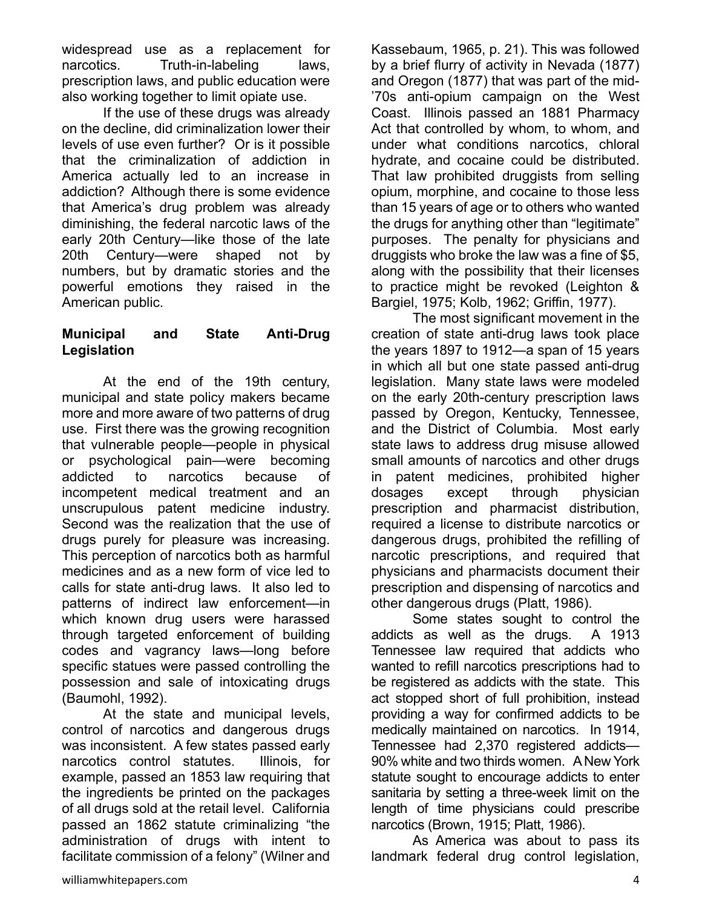widespread use as a replacement for narcotics. Truth-in-labeling laws, prescription laws, and public education were also working together to limit opiate use.

If the use of these drugs was already on the decline, did criminalization lower their levels of use even further? Or is it possible that the criminalization of addiction in America actually led to an increase in addiction? Although there is some evidence that America's drug problem was already diminishing, the federal narcotic laws of the early 20th Century—like those of the late 20th Century—were shaped not by numbers, but by dramatic stories and the powerful emotions they raised in the American public.

**Municipal and State Anti-Drug Legislation**

At the end of the 19th century, municipal and state policy makers became more and more aware of two patterns of drug use. First there was the growing recognition that vulnerable people—people in physical or psychological pain—were becoming addicted to narcotics because of incompetent medical treatment and an unscrupulous patent medicine industry. Second was the realization that the use of drugs purely for pleasure was increasing. This perception of narcotics both as harmful medicines and as a new form of vice led to calls for state anti-drug laws. It also led to patterns of indirect law enforcement—in which known drug users were harassed through targeted enforcement of building codes and vagrancy laws—long before specific statues were passed controlling the possession and sale of intoxicating drugs (Baumohl, 1992).

At the state and municipal levels, control of narcotics and dangerous drugs was inconsistent. A few states passed early narcotics control statutes. Illinois, for example, passed an 1853 law requiring that the ingredients be printed on the packages of all drugs sold at the retail level. California passed an 1862 statute criminalizing "the administration of drugs with intent to facilitate commission of a felony" (Wilner and Kassebaum, 1965, p. 21). This was followed by a brief flurry of activity in Nevada (1877) and Oregon (1877) that was part of the mid-'70s anti-opium campaign on the West Coast. Illinois passed an 1881 Pharmacy Act that controlled by whom, to whom, and under what conditions narcotics, chloral hydrate, and cocaine could be distributed. That law prohibited druggists from selling opium, morphine, and cocaine to those less than 15 years of age or to others who wanted the drugs for anything other than "legitimate" purposes. The penalty for physicians and druggists who broke the law was a fine of $5, along with the possibility that their licenses to practice might be revoked (Leighton & Bargiel, 1975; Kolb, 1962; Griffin, 1977).

The most significant movement in the creation of state anti-drug laws took place the years 1897 to 1912—a span of 15 years in which all but one state passed anti-drug legislation. Many state laws were modeled on the early 20th-century prescription laws passed by Oregon, Kentucky, Tennessee, and the District of Columbia. Most early state laws to address drug misuse allowed small amounts of narcotics and other drugs in patent medicines, prohibited higher dosages except through physician prescription and pharmacist distribution, required a license to distribute narcotics or dangerous drugs, prohibited the refilling of narcotic prescriptions, and required that physicians and pharmacists document their prescription and dispensing of narcotics and other dangerous drugs (Platt, 1986).

Some states sought to control the addicts as well as the drugs. A 1913 Tennessee law required that addicts who wanted to refill narcotics prescriptions had to be registered as addicts with the state. This act stopped short of full prohibition, instead providing a way for confirmed addicts to be medically maintained on narcotics. In 1914, Tennessee had 2,370 registered addicts—90% white and two thirds women. A New York statute sought to encourage addicts to enter sanitaria by setting a three-week limit on the length of time physicians could prescribe narcotics (Brown, 1915; Platt, 1986).

As America was about to pass its landmark federal drug control legislation,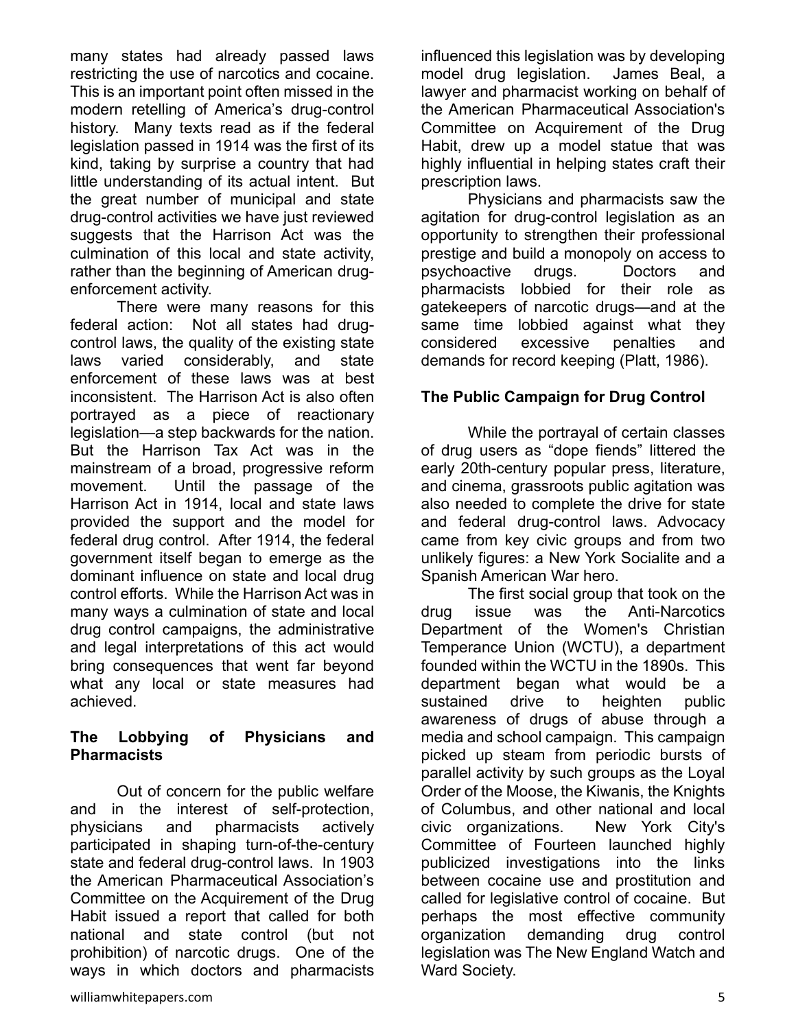many states had already passed laws restricting the use of narcotics and cocaine. This is an important point often missed in the modern retelling of America's drug-control history. Many texts read as if the federal legislation passed in 1914 was the first of its kind, taking by surprise a country that had little understanding of its actual intent. But the great number of municipal and state drug-control activities we have just reviewed suggests that the Harrison Act was the culmination of this local and state activity, rather than the beginning of American drug-enforcement activity.

There were many reasons for this federal action: Not all states had drug-control laws, the quality of the existing state laws varied considerably, and state enforcement of these laws was at best inconsistent. The Harrison Act is also often portrayed as a piece of reactionary legislation—a step backwards for the nation. But the Harrison Tax Act was in the mainstream of a broad, progressive reform movement. Until the passage of the Harrison Act in 1914, local and state laws provided the support and the model for federal drug control. After 1914, the federal government itself began to emerge as the dominant influence on state and local drug control efforts. While the Harrison Act was in many ways a culmination of state and local drug control campaigns, the administrative and legal interpretations of this act would bring consequences that went far beyond what any local or state measures had achieved.

**The Lobbying of Physicians and Pharmacists**

Out of concern for the public welfare and in the interest of self-protection, physicians and pharmacists actively participated in shaping turn-of-the-century state and federal drug-control laws. In 1903 the American Pharmaceutical Association's Committee on the Acquirement of the Drug Habit issued a report that called for both national and state control (but not prohibition) of narcotic drugs. One of the ways in which doctors and pharmacists influenced this legislation was by developing model drug legislation. James Beal, a lawyer and pharmacist working on behalf of the American Pharmaceutical Association's Committee on Acquirement of the Drug Habit, drew up a model statue that was highly influential in helping states craft their prescription laws.

Physicians and pharmacists saw the agitation for drug-control legislation as an opportunity to strengthen their professional prestige and build a monopoly on access to psychoactive drugs. Doctors and pharmacists lobbied for their role as gatekeepers of narcotic drugs—and at the same time lobbied against what they considered excessive penalties and demands for record keeping (Platt, 1986).

**The Public Campaign for Drug Control**

While the portrayal of certain classes of drug users as "dope fiends" littered the early 20th-century popular press, literature, and cinema, grassroots public agitation was also needed to complete the drive for state and federal drug-control laws. Advocacy came from key civic groups and from two unlikely figures: a New York Socialite and a Spanish American War hero.

The first social group that took on the drug issue was the Anti-Narcotics Department of the Women's Christian Temperance Union (WCTU), a department founded within the WCTU in the 1890s. This department began what would be a sustained drive to heighten public awareness of drugs of abuse through a media and school campaign. This campaign picked up steam from periodic bursts of parallel activity by such groups as the Loyal Order of the Moose, the Kiwanis, the Knights of Columbus, and other national and local civic organizations. New York City's Committee of Fourteen launched highly publicized investigations into the links between cocaine use and prostitution and called for legislative control of cocaine. But perhaps the most effective community organization demanding drug control legislation was The New England Watch and Ward Society.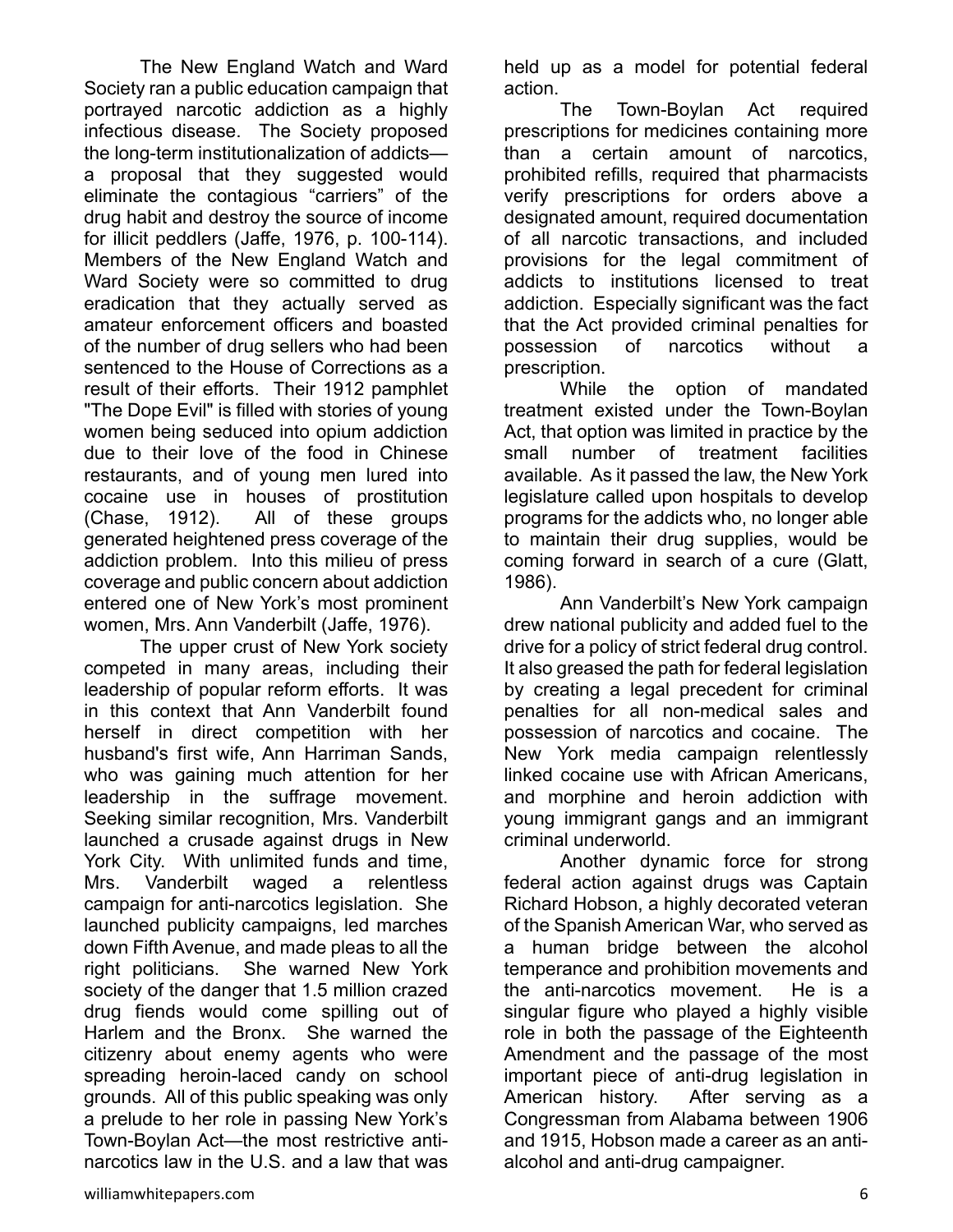The New England Watch and Ward Society ran a public education campaign that portrayed narcotic addiction as a highly infectious disease. The Society proposed the long-term institutionalization of addicts—a proposal that they suggested would eliminate the contagious "carriers" of the drug habit and destroy the source of income for illicit peddlers (Jaffe, 1976, p. 100-114). Members of the New England Watch and Ward Society were so committed to drug eradication that they actually served as amateur enforcement officers and boasted of the number of drug sellers who had been sentenced to the House of Corrections as a result of their efforts. Their 1912 pamphlet "The Dope Evil" is filled with stories of young women being seduced into opium addiction due to their love of the food in Chinese restaurants, and of young men lured into cocaine use in houses of prostitution (Chase, 1912). All of these groups generated heightened press coverage of the addiction problem. Into this milieu of press coverage and public concern about addiction entered one of New York's most prominent women, Mrs. Ann Vanderbilt (Jaffe, 1976).

The upper crust of New York society competed in many areas, including their leadership of popular reform efforts. It was in this context that Ann Vanderbilt found herself in direct competition with her husband's first wife, Ann Harriman Sands, who was gaining much attention for her leadership in the suffrage movement. Seeking similar recognition, Mrs. Vanderbilt launched a crusade against drugs in New York City. With unlimited funds and time, Mrs. Vanderbilt waged a relentless campaign for anti-narcotics legislation. She launched publicity campaigns, led marches down Fifth Avenue, and made pleas to all the right politicians. She warned New York society of the danger that 1.5 million crazed drug fiends would come spilling out of Harlem and the Bronx. She warned the citizenry about enemy agents who were spreading heroin-laced candy on school grounds. All of this public speaking was only a prelude to her role in passing New York's Town-Boylan Act—the most restrictive anti-narcotics law in the U.S. and a law that was held up as a model for potential federal action.

The Town-Boylan Act required prescriptions for medicines containing more than a certain amount of narcotics, prohibited refills, required that pharmacists verify prescriptions for orders above a designated amount, required documentation of all narcotic transactions, and included provisions for the legal commitment of addicts to institutions licensed to treat addiction. Especially significant was the fact that the Act provided criminal penalties for possession of narcotics without a prescription.

While the option of mandated treatment existed under the Town-Boylan Act, that option was limited in practice by the small number of treatment facilities available. As it passed the law, the New York legislature called upon hospitals to develop programs for the addicts who, no longer able to maintain their drug supplies, would be coming forward in search of a cure (Glatt, 1986).

Ann Vanderbilt's New York campaign drew national publicity and added fuel to the drive for a policy of strict federal drug control. It also greased the path for federal legislation by creating a legal precedent for criminal penalties for all non-medical sales and possession of narcotics and cocaine. The New York media campaign relentlessly linked cocaine use with African Americans, and morphine and heroin addiction with young immigrant gangs and an immigrant criminal underworld.

Another dynamic force for strong federal action against drugs was Captain Richard Hobson, a highly decorated veteran of the Spanish American War, who served as a human bridge between the alcohol temperance and prohibition movements and the anti-narcotics movement. He is a singular figure who played a highly visible role in both the passage of the Eighteenth Amendment and the passage of the most important piece of anti-drug legislation in American history. After serving as a Congressman from Alabama between 1906 and 1915, Hobson made a career as an anti-alcohol and anti-drug campaigner.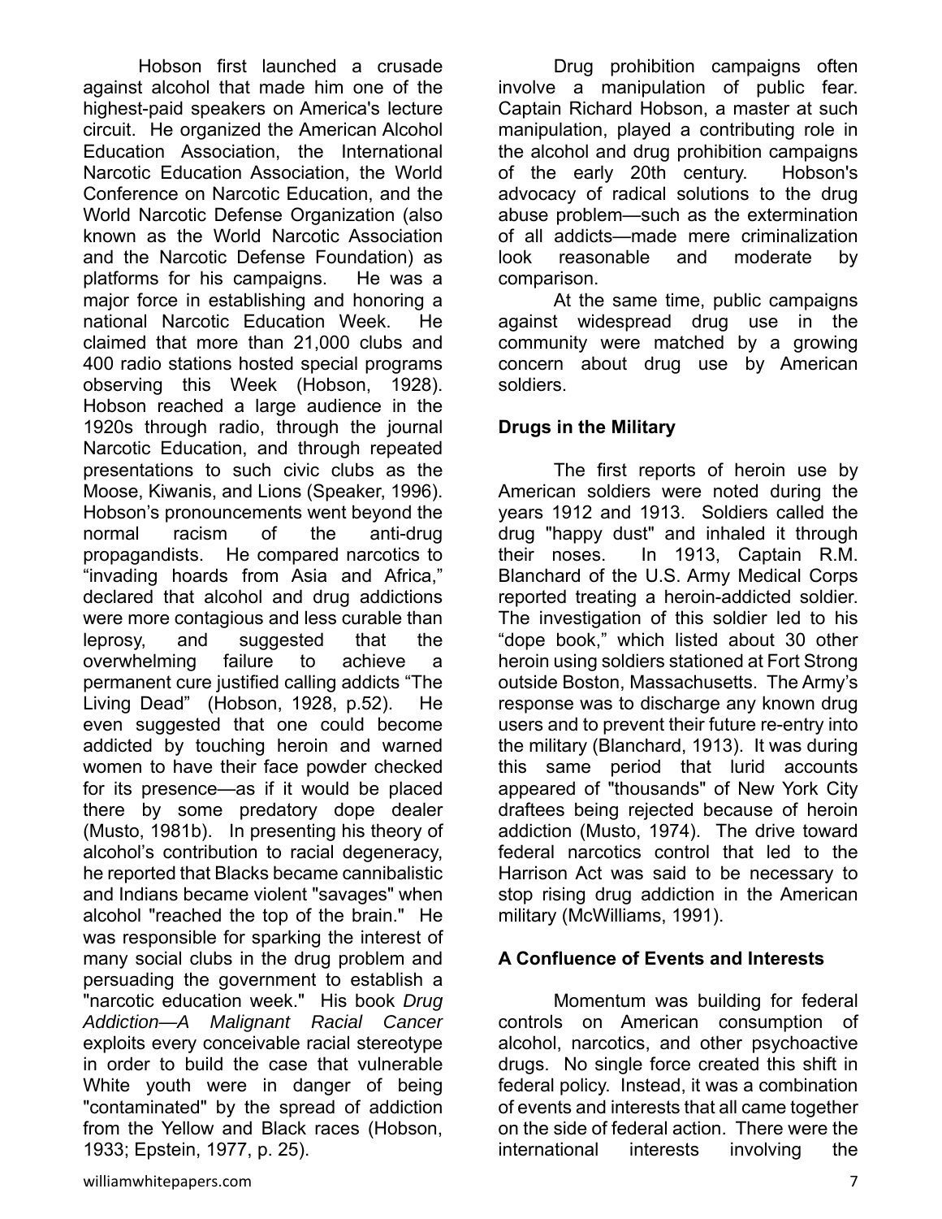Hobson first launched a crusade against alcohol that made him one of the highest-paid speakers on America's lecture circuit. He organized the American Alcohol Education Association, the International Narcotic Education Association, the World Conference on Narcotic Education, and the World Narcotic Defense Organization (also known as the World Narcotic Association and the Narcotic Defense Foundation) as platforms for his campaigns. He was a major force in establishing and honoring a national Narcotic Education Week. He claimed that more than 21,000 clubs and 400 radio stations hosted special programs observing this Week (Hobson, 1928). Hobson reached a large audience in the 1920s through radio, through the journal Narcotic Education, and through repeated presentations to such civic clubs as the Moose, Kiwanis, and Lions (Speaker, 1996). Hobson's pronouncements went beyond the normal racism of the anti-drug propagandists. He compared narcotics to "invading hoards from Asia and Africa," declared that alcohol and drug addictions were more contagious and less curable than leprosy, and suggested that the overwhelming failure to achieve a permanent cure justified calling addicts "The Living Dead" (Hobson, 1928, p.52). He even suggested that one could become addicted by touching heroin and warned women to have their face powder checked for its presence—as if it would be placed there by some predatory dope dealer (Musto, 1981b). In presenting his theory of alcohol's contribution to racial degeneracy, he reported that Blacks became cannibalistic and Indians became violent "savages" when alcohol "reached the top of the brain." He was responsible for sparking the interest of many social clubs in the drug problem and persuading the government to establish a "narcotic education week." His book *Drug Addiction—A Malignant Racial Cancer* exploits every conceivable racial stereotype in order to build the case that vulnerable White youth were in danger of being "contaminated" by the spread of addiction from the Yellow and Black races (Hobson, 1933; Epstein, 1977, p. 25).

Drug prohibition campaigns often involve a manipulation of public fear. Captain Richard Hobson, a master at such manipulation, played a contributing role in the alcohol and drug prohibition campaigns of the early 20th century. Hobson's advocacy of radical solutions to the drug abuse problem—such as the extermination of all addicts—made mere criminalization look reasonable and moderate by comparison.

At the same time, public campaigns against widespread drug use in the community were matched by a growing concern about drug use by American soldiers.

**Drugs in the Military**

The first reports of heroin use by American soldiers were noted during the years 1912 and 1913. Soldiers called the drug "happy dust" and inhaled it through their noses. In 1913, Captain R.M. Blanchard of the U.S. Army Medical Corps reported treating a heroin-addicted soldier. The investigation of this soldier led to his "dope book," which listed about 30 other heroin using soldiers stationed at Fort Strong outside Boston, Massachusetts. The Army's response was to discharge any known drug users and to prevent their future re-entry into the military (Blanchard, 1913). It was during this same period that lurid accounts appeared of "thousands" of New York City draftees being rejected because of heroin addiction (Musto, 1974). The drive toward federal narcotics control that led to the Harrison Act was said to be necessary to stop rising drug addiction in the American military (McWilliams, 1991).

**A Confluence of Events and Interests**

Momentum was building for federal controls on American consumption of alcohol, narcotics, and other psychoactive drugs. No single force created this shift in federal policy. Instead, it was a combination of events and interests that all came together on the side of federal action. There were the international interests involving the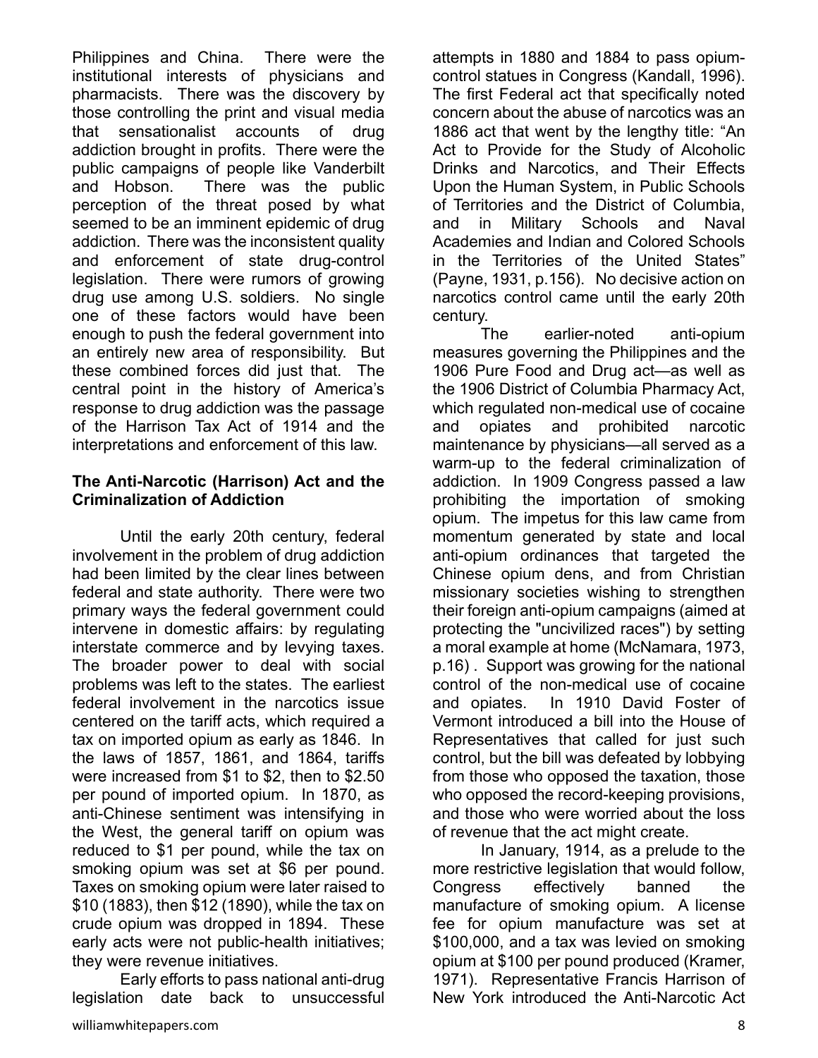Philippines and China. There were the institutional interests of physicians and pharmacists. There was the discovery by those controlling the print and visual media that sensationalist accounts of drug addiction brought in profits. There were the public campaigns of people like Vanderbilt and Hobson. There was the public perception of the threat posed by what seemed to be an imminent epidemic of drug addiction. There was the inconsistent quality and enforcement of state drug-control legislation. There were rumors of growing drug use among U.S. soldiers. No single one of these factors would have been enough to push the federal government into an entirely new area of responsibility. But these combined forces did just that. The central point in the history of America's response to drug addiction was the passage of the Harrison Tax Act of 1914 and the interpretations and enforcement of this law.

**The Anti-Narcotic (Harrison) Act and the Criminalization of Addiction**

Until the early 20th century, federal involvement in the problem of drug addiction had been limited by the clear lines between federal and state authority. There were two primary ways the federal government could intervene in domestic affairs: by regulating interstate commerce and by levying taxes. The broader power to deal with social problems was left to the states. The earliest federal involvement in the narcotics issue centered on the tariff acts, which required a tax on imported opium as early as 1846. In the laws of 1857, 1861, and 1864, tariffs were increased from $1 to $2, then to $2.50 per pound of imported opium. In 1870, as anti-Chinese sentiment was intensifying in the West, the general tariff on opium was reduced to $1 per pound, while the tax on smoking opium was set at $6 per pound. Taxes on smoking opium were later raised to $10 (1883), then $12 (1890), while the tax on crude opium was dropped in 1894. These early acts were not public-health initiatives; they were revenue initiatives.

Early efforts to pass national anti-drug legislation date back to unsuccessful attempts in 1880 and 1884 to pass opium-control statues in Congress (Kandall, 1996). The first Federal act that specifically noted concern about the abuse of narcotics was an 1886 act that went by the lengthy title: "An Act to Provide for the Study of Alcoholic Drinks and Narcotics, and Their Effects Upon the Human System, in Public Schools of Territories and the District of Columbia, and in Military Schools and Naval Academies and Indian and Colored Schools in the Territories of the United States" (Payne, 1931, p.156). No decisive action on narcotics control came until the early 20th century.

The earlier-noted anti-opium measures governing the Philippines and the 1906 Pure Food and Drug act—as well as the 1906 District of Columbia Pharmacy Act, which regulated non-medical use of cocaine and opiates and prohibited narcotic maintenance by physicians—all served as a warm-up to the federal criminalization of addiction. In 1909 Congress passed a law prohibiting the importation of smoking opium. The impetus for this law came from momentum generated by state and local anti-opium ordinances that targeted the Chinese opium dens, and from Christian missionary societies wishing to strengthen their foreign anti-opium campaigns (aimed at protecting the "uncivilized races") by setting a moral example at home (McNamara, 1973, p.16) . Support was growing for the national control of the non-medical use of cocaine and opiates. In 1910 David Foster of Vermont introduced a bill into the House of Representatives that called for just such control, but the bill was defeated by lobbying from those who opposed the taxation, those who opposed the record-keeping provisions, and those who were worried about the loss of revenue that the act might create.

In January, 1914, as a prelude to the more restrictive legislation that would follow, Congress effectively banned the manufacture of smoking opium. A license fee for opium manufacture was set at $100,000, and a tax was levied on smoking opium at $100 per pound produced (Kramer, 1971). Representative Francis Harrison of New York introduced the Anti-Narcotic Act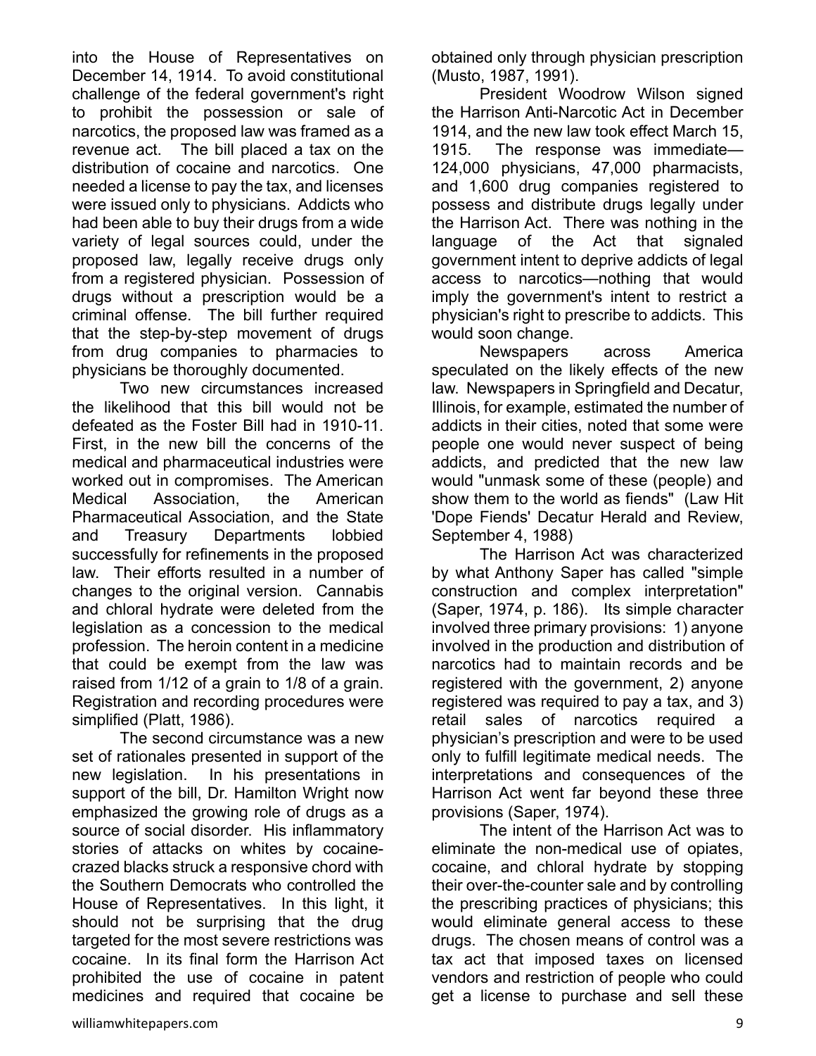into the House of Representatives on December 14, 1914. To avoid constitutional challenge of the federal government's right to prohibit the possession or sale of narcotics, the proposed law was framed as a revenue act. The bill placed a tax on the distribution of cocaine and narcotics. One needed a license to pay the tax, and licenses were issued only to physicians. Addicts who had been able to buy their drugs from a wide variety of legal sources could, under the proposed law, legally receive drugs only from a registered physician. Possession of drugs without a prescription would be a criminal offense. The bill further required that the step-by-step movement of drugs from drug companies to pharmacies to physicians be thoroughly documented.

Two new circumstances increased the likelihood that this bill would not be defeated as the Foster Bill had in 1910-11. First, in the new bill the concerns of the medical and pharmaceutical industries were worked out in compromises. The American Medical Association, the American Pharmaceutical Association, and the State and Treasury Departments lobbied successfully for refinements in the proposed law. Their efforts resulted in a number of changes to the original version. Cannabis and chloral hydrate were deleted from the legislation as a concession to the medical profession. The heroin content in a medicine that could be exempt from the law was raised from 1/12 of a grain to 1/8 of a grain. Registration and recording procedures were simplified (Platt, 1986).

The second circumstance was a new set of rationales presented in support of the new legislation. In his presentations in support of the bill, Dr. Hamilton Wright now emphasized the growing role of drugs as a source of social disorder. His inflammatory stories of attacks on whites by cocaine-crazed blacks struck a responsive chord with the Southern Democrats who controlled the House of Representatives. In this light, it should not be surprising that the drug targeted for the most severe restrictions was cocaine. In its final form the Harrison Act prohibited the use of cocaine in patent medicines and required that cocaine be obtained only through physician prescription (Musto, 1987, 1991).

President Woodrow Wilson signed the Harrison Anti-Narcotic Act in December 1914, and the new law took effect March 15, 1915. The response was immediate—124,000 physicians, 47,000 pharmacists, and 1,600 drug companies registered to possess and distribute drugs legally under the Harrison Act. There was nothing in the language of the Act that signaled government intent to deprive addicts of legal access to narcotics—nothing that would imply the government's intent to restrict a physician's right to prescribe to addicts. This would soon change.

Newspapers across America speculated on the likely effects of the new law. Newspapers in Springfield and Decatur, Illinois, for example, estimated the number of addicts in their cities, noted that some were people one would never suspect of being addicts, and predicted that the new law would "unmask some of these (people) and show them to the world as fiends" (Law Hit 'Dope Fiends' Decatur Herald and Review, September 4, 1988)

The Harrison Act was characterized by what Anthony Saper has called "simple construction and complex interpretation" (Saper, 1974, p. 186). Its simple character involved three primary provisions: 1) anyone involved in the production and distribution of narcotics had to maintain records and be registered with the government, 2) anyone registered was required to pay a tax, and 3) retail sales of narcotics required a physician's prescription and were to be used only to fulfill legitimate medical needs. The interpretations and consequences of the Harrison Act went far beyond these three provisions (Saper, 1974).

The intent of the Harrison Act was to eliminate the non-medical use of opiates, cocaine, and chloral hydrate by stopping their over-the-counter sale and by controlling the prescribing practices of physicians; this would eliminate general access to these drugs. The chosen means of control was a tax act that imposed taxes on licensed vendors and restriction of people who could get a license to purchase and sell these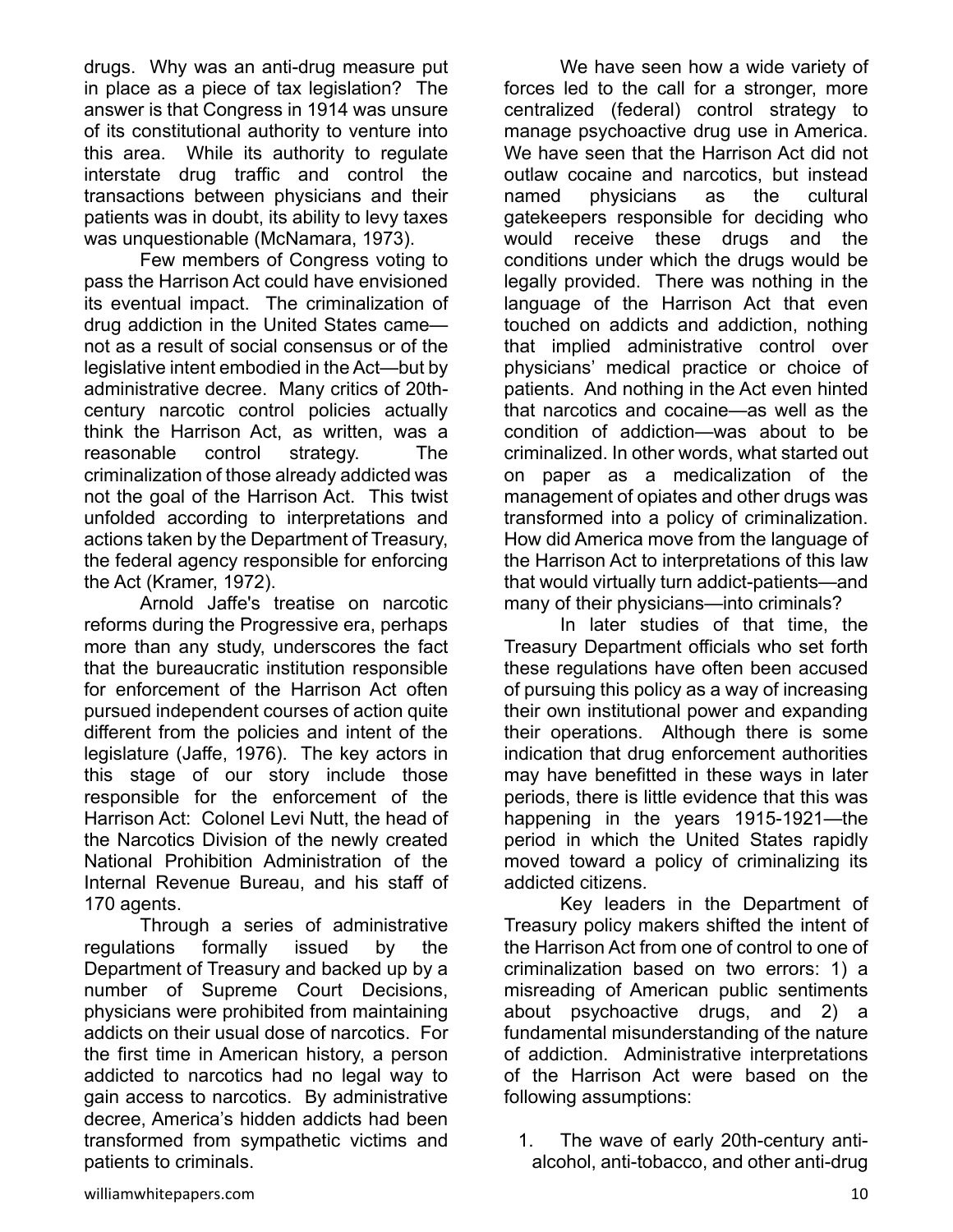drugs. Why was an anti-drug measure put in place as a piece of tax legislation? The answer is that Congress in 1914 was unsure of its constitutional authority to venture into this area. While its authority to regulate interstate drug traffic and control the transactions between physicians and their patients was in doubt, its ability to levy taxes was unquestionable (McNamara, 1973).

Few members of Congress voting to pass the Harrison Act could have envisioned its eventual impact. The criminalization of drug addiction in the United States came—not as a result of social consensus or of the legislative intent embodied in the Act—but by administrative decree. Many critics of 20th-century narcotic control policies actually think the Harrison Act, as written, was a reasonable control strategy. The criminalization of those already addicted was not the goal of the Harrison Act. This twist unfolded according to interpretations and actions taken by the Department of Treasury, the federal agency responsible for enforcing the Act (Kramer, 1972).

Arnold Jaffe's treatise on narcotic reforms during the Progressive era, perhaps more than any study, underscores the fact that the bureaucratic institution responsible for enforcement of the Harrison Act often pursued independent courses of action quite different from the policies and intent of the legislature (Jaffe, 1976). The key actors in this stage of our story include those responsible for the enforcement of the Harrison Act: Colonel Levi Nutt, the head of the Narcotics Division of the newly created National Prohibition Administration of the Internal Revenue Bureau, and his staff of 170 agents.

Through a series of administrative regulations formally issued by the Department of Treasury and backed up by a number of Supreme Court Decisions, physicians were prohibited from maintaining addicts on their usual dose of narcotics. For the first time in American history, a person addicted to narcotics had no legal way to gain access to narcotics. By administrative decree, America's hidden addicts had been transformed from sympathetic victims and patients to criminals.

We have seen how a wide variety of forces led to the call for a stronger, more centralized (federal) control strategy to manage psychoactive drug use in America. We have seen that the Harrison Act did not outlaw cocaine and narcotics, but instead named physicians as the cultural gatekeepers responsible for deciding who would receive these drugs and the conditions under which the drugs would be legally provided. There was nothing in the language of the Harrison Act that even touched on addicts and addiction, nothing that implied administrative control over physicians' medical practice or choice of patients. And nothing in the Act even hinted that narcotics and cocaine—as well as the condition of addiction—was about to be criminalized. In other words, what started out on paper as a medicalization of the management of opiates and other drugs was transformed into a policy of criminalization. How did America move from the language of the Harrison Act to interpretations of this law that would virtually turn addict-patients—and many of their physicians—into criminals?

In later studies of that time, the Treasury Department officials who set forth these regulations have often been accused of pursuing this policy as a way of increasing their own institutional power and expanding their operations. Although there is some indication that drug enforcement authorities may have benefitted in these ways in later periods, there is little evidence that this was happening in the years 1915-1921—the period in which the United States rapidly moved toward a policy of criminalizing its addicted citizens.

Key leaders in the Department of Treasury policy makers shifted the intent of the Harrison Act from one of control to one of criminalization based on two errors: 1) a misreading of American public sentiments about psychoactive drugs, and 2) a fundamental misunderstanding of the nature of addiction. Administrative interpretations of the Harrison Act were based on the following assumptions:

1. The wave of early 20th-century anti-alcohol, anti-tobacco, and other anti-drug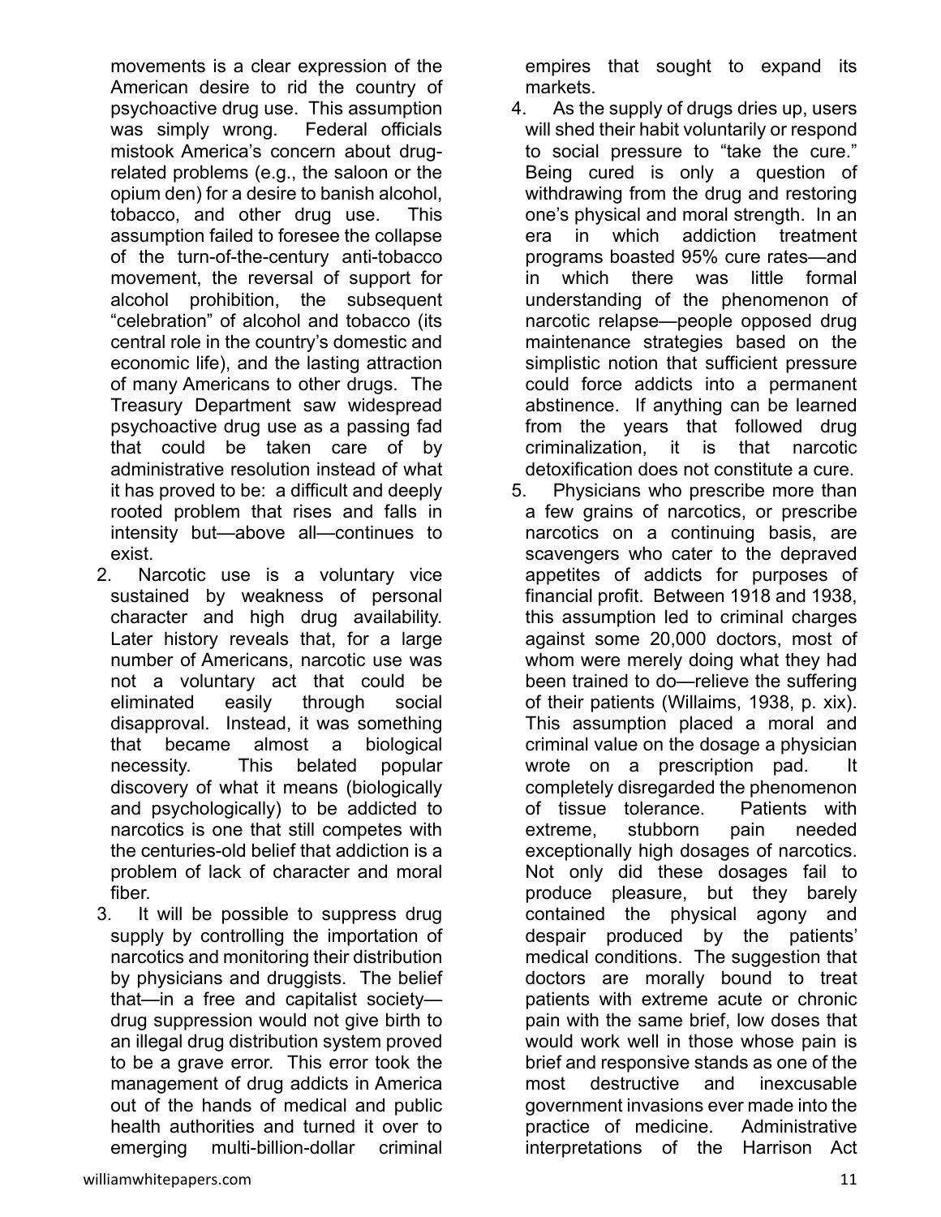movements is a clear expression of the American desire to rid the country of psychoactive drug use. This assumption was simply wrong. Federal officials mistook America's concern about drug-related problems (e.g., the saloon or the opium den) for a desire to banish alcohol, tobacco, and other drug use. This assumption failed to foresee the collapse of the turn-of-the-century anti-tobacco movement, the reversal of support for alcohol prohibition, the subsequent "celebration" of alcohol and tobacco (its central role in the country's domestic and economic life), and the lasting attraction of many Americans to other drugs. The Treasury Department saw widespread psychoactive drug use as a passing fad that could be taken care of by administrative resolution instead of what it has proved to be: a difficult and deeply rooted problem that rises and falls in intensity but—above all—continues to exist.

2. Narcotic use is a voluntary vice sustained by weakness of personal character and high drug availability. Later history reveals that, for a large number of Americans, narcotic use was not a voluntary act that could be eliminated easily through social disapproval. Instead, it was something that became almost a biological necessity. This belated popular discovery of what it means (biologically and psychologically) to be addicted to narcotics is one that still competes with the centuries-old belief that addiction is a problem of lack of character and moral fiber.

3. It will be possible to suppress drug supply by controlling the importation of narcotics and monitoring their distribution by physicians and druggists. The belief that—in a free and capitalist society—drug suppression would not give birth to an illegal drug distribution system proved to be a grave error. This error took the management of drug addicts in America out of the hands of medical and public health authorities and turned it over to emerging multi-billion-dollar criminal empires that sought to expand its markets.

4. As the supply of drugs dries up, users will shed their habit voluntarily or respond to social pressure to "take the cure." Being cured is only a question of withdrawing from the drug and restoring one's physical and moral strength. In an era in which addiction treatment programs boasted 95% cure rates—and in which there was little formal understanding of the phenomenon of narcotic relapse—people opposed drug maintenance strategies based on the simplistic notion that sufficient pressure could force addicts into a permanent abstinence. If anything can be learned from the years that followed drug criminalization, it is that narcotic detoxification does not constitute a cure.

5. Physicians who prescribe more than a few grains of narcotics, or prescribe narcotics on a continuing basis, are scavengers who cater to the depraved appetites of addicts for purposes of financial profit. Between 1918 and 1938, this assumption led to criminal charges against some 20,000 doctors, most of whom were merely doing what they had been trained to do—relieve the suffering of their patients (Willaims, 1938, p. xix). This assumption placed a moral and criminal value on the dosage a physician wrote on a prescription pad. It completely disregarded the phenomenon of tissue tolerance. Patients with extreme, stubborn pain needed exceptionally high dosages of narcotics. Not only did these dosages fail to produce pleasure, but they barely contained the physical agony and despair produced by the patients' medical conditions. The suggestion that doctors are morally bound to treat patients with extreme acute or chronic pain with the same brief, low doses that would work well in those whose pain is brief and responsive stands as one of the most destructive and inexcusable government invasions ever made into the practice of medicine. Administrative interpretations of the Harrison Act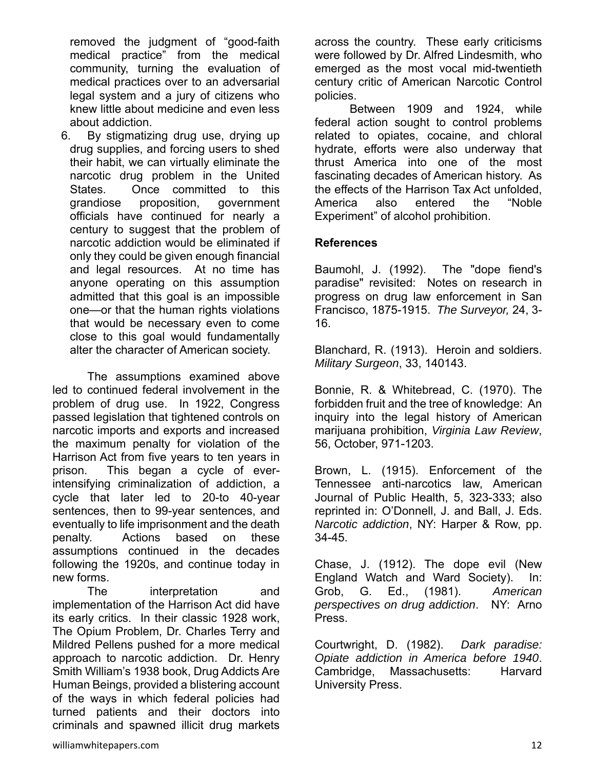removed the judgment of "good-faith medical practice" from the medical community, turning the evaluation of medical practices over to an adversarial legal system and a jury of citizens who knew little about medicine and even less about addiction.

6. By stigmatizing drug use, drying up drug supplies, and forcing users to shed their habit, we can virtually eliminate the narcotic drug problem in the United States. Once committed to this grandiose proposition, government officials have continued for nearly a century to suggest that the problem of narcotic addiction would be eliminated if only they could be given enough financial and legal resources. At no time has anyone operating on this assumption admitted that this goal is an impossible one—or that the human rights violations that would be necessary even to come close to this goal would fundamentally alter the character of American society.

The assumptions examined above led to continued federal involvement in the problem of drug use. In 1922, Congress passed legislation that tightened controls on narcotic imports and exports and increased the maximum penalty for violation of the Harrison Act from five years to ten years in prison. This began a cycle of ever-intensifying criminalization of addiction, a cycle that later led to 20-to 40-year sentences, then to 99-year sentences, and eventually to life imprisonment and the death penalty. Actions based on these assumptions continued in the decades following the 1920s, and continue today in new forms.

The interpretation and implementation of the Harrison Act did have its early critics. In their classic 1928 work, The Opium Problem, Dr. Charles Terry and Mildred Pellens pushed for a more medical approach to narcotic addiction. Dr. Henry Smith William's 1938 book, Drug Addicts Are Human Beings, provided a blistering account of the ways in which federal policies had turned patients and their doctors into criminals and spawned illicit drug markets across the country. These early criticisms were followed by Dr. Alfred Lindesmith, who emerged as the most vocal mid-twentieth century critic of American Narcotic Control policies.

Between 1909 and 1924, while federal action sought to control problems related to opiates, cocaine, and chloral hydrate, efforts were also underway that thrust America into one of the most fascinating decades of American history. As the effects of the Harrison Tax Act unfolded, America also entered the "Noble Experiment" of alcohol prohibition.

**References**

Baumohl, J. (1992). The "dope fiend's paradise" revisited: Notes on research in progress on drug law enforcement in San Francisco, 1875-1915. *The Surveyor,* 24, 3-16.

Blanchard, R. (1913). Heroin and soldiers. *Military Surgeon*, 33, 140143.

Bonnie, R. & Whitebread, C. (1970). The forbidden fruit and the tree of knowledge: An inquiry into the legal history of American marijuana prohibition, *Virginia Law Review*, 56, October, 971-1203.

Brown, L. (1915). Enforcement of the Tennessee anti-narcotics law, American Journal of Public Health, 5, 323-333; also reprinted in: O'Donnell, J. and Ball, J. Eds. *Narcotic addiction*, NY: Harper & Row, pp. 34-45.

Chase, J. (1912). The dope evil (New England Watch and Ward Society). In: Grob, G. Ed., (1981). *American perspectives on drug addiction*. NY: Arno Press.

Courtwright, D. (1982). *Dark paradise: Opiate addiction in America before 1940*. Cambridge, Massachusetts: Harvard University Press.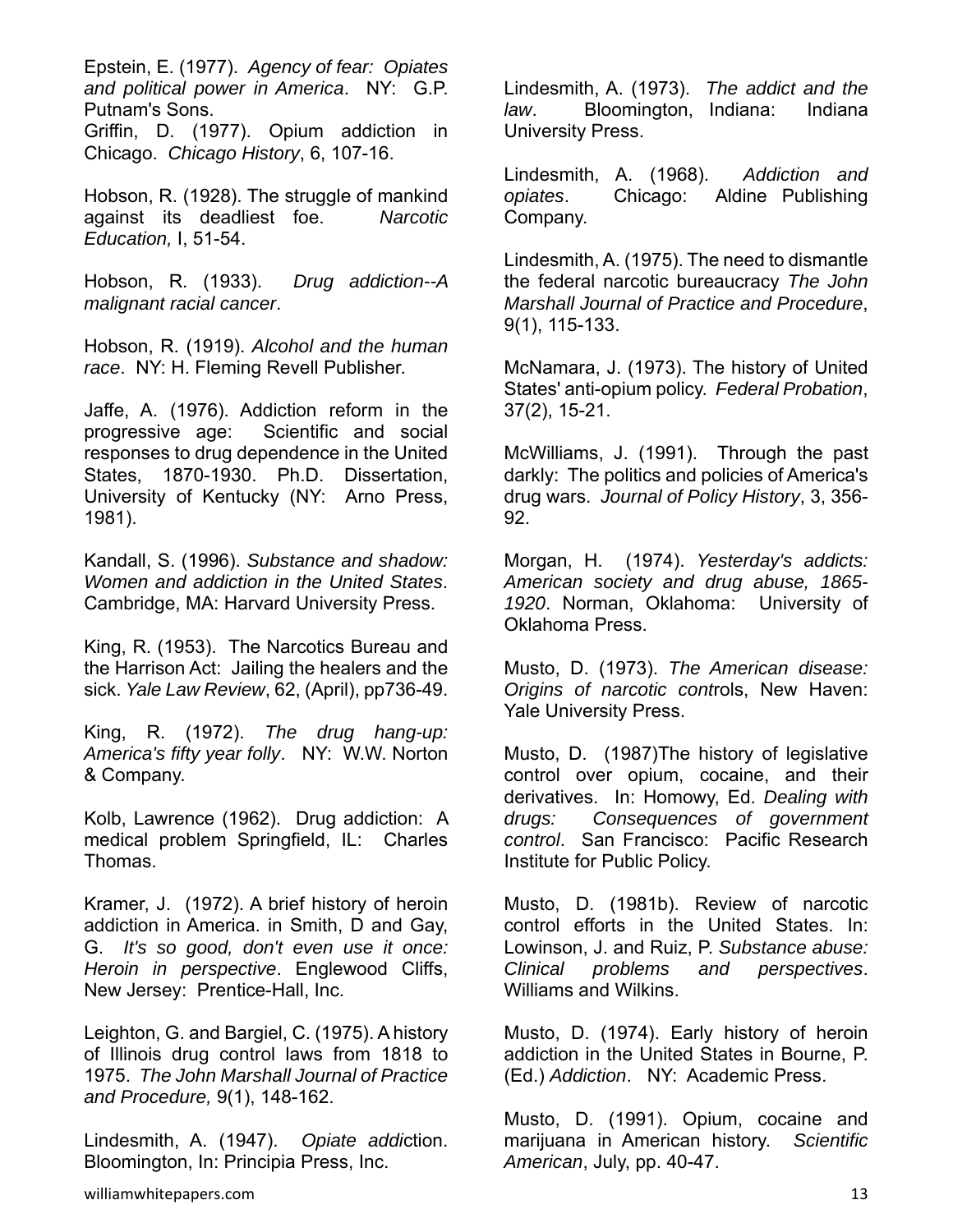Epstein, E. (1977). *Agency of fear: Opiates and political power in America*. NY: G.P. Putnam's Sons.

Griffin, D. (1977). Opium addiction in Chicago. *Chicago History*, 6, 107-16.

Hobson, R. (1928). The struggle of mankind against its deadliest foe. *Narcotic Education,* I, 51-54.

Hobson, R. (1933). *Drug addiction--A malignant racial cancer*.

Hobson, R. (1919). *Alcohol and the human race*. NY: H. Fleming Revell Publisher.

Jaffe, A. (1976). Addiction reform in the progressive age: Scientific and social responses to drug dependence in the United States, 1870-1930. Ph.D. Dissertation, University of Kentucky (NY: Arno Press, 1981).

Kandall, S. (1996). *Substance and shadow: Women and addiction in the United States*. Cambridge, MA: Harvard University Press.

King, R. (1953). The Narcotics Bureau and the Harrison Act: Jailing the healers and the sick. *Yale Law Review*, 62, (April), pp736-49.

King, R. (1972). *The drug hang-up: America's fifty year folly*. NY: W.W. Norton & Company.

Kolb, Lawrence (1962). Drug addiction: A medical problem Springfield, IL: Charles Thomas.

Kramer, J. (1972). A brief history of heroin addiction in America. in Smith, D and Gay, G. *It's so good, don't even use it once: Heroin in perspective*. Englewood Cliffs, New Jersey: Prentice-Hall, Inc.

Leighton, G. and Bargiel, C. (1975). A history of Illinois drug control laws from 1818 to 1975. *The John Marshall Journal of Practice and Procedure,* 9(1), 148-162.

Lindesmith, A. (1947). *Opiate addi*ction. Bloomington, In: Principia Press, Inc.

Lindesmith, A. (1973). *The addict and the law*. Bloomington, Indiana: Indiana University Press.

Lindesmith, A. (1968). *Addiction and opiates*. Chicago: Aldine Publishing Company.

Lindesmith, A. (1975). The need to dismantle the federal narcotic bureaucracy *The John Marshall Journal of Practice and Procedure*, 9(1), 115-133.

McNamara, J. (1973). The history of United States' anti-opium policy. *Federal Probation*, 37(2), 15-21.

McWilliams, J. (1991). Through the past darkly: The politics and policies of America's drug wars. *Journal of Policy History*, 3, 356-92.

Morgan, H. (1974). *Yesterday's addicts: American society and drug abuse, 1865-1920*. Norman, Oklahoma: University of Oklahoma Press.

Musto, D. (1973). *The American disease: Origins of narcotic cont*rols, New Haven: Yale University Press.

Musto, D. (1987)The history of legislative control over opium, cocaine, and their derivatives. In: Homowy, Ed. *Dealing with drugs: Consequences of government control*. San Francisco: Pacific Research Institute for Public Policy.

Musto, D. (1981b). Review of narcotic control efforts in the United States. In: Lowinson, J. and Ruiz, P. *Substance abuse: Clinical problems and perspectives*. Williams and Wilkins.

Musto, D. (1974). Early history of heroin addiction in the United States in Bourne, P. (Ed.) *Addiction*. NY: Academic Press.

Musto, D. (1991). Opium, cocaine and marijuana in American history. *Scientific American*, July, pp. 40-47.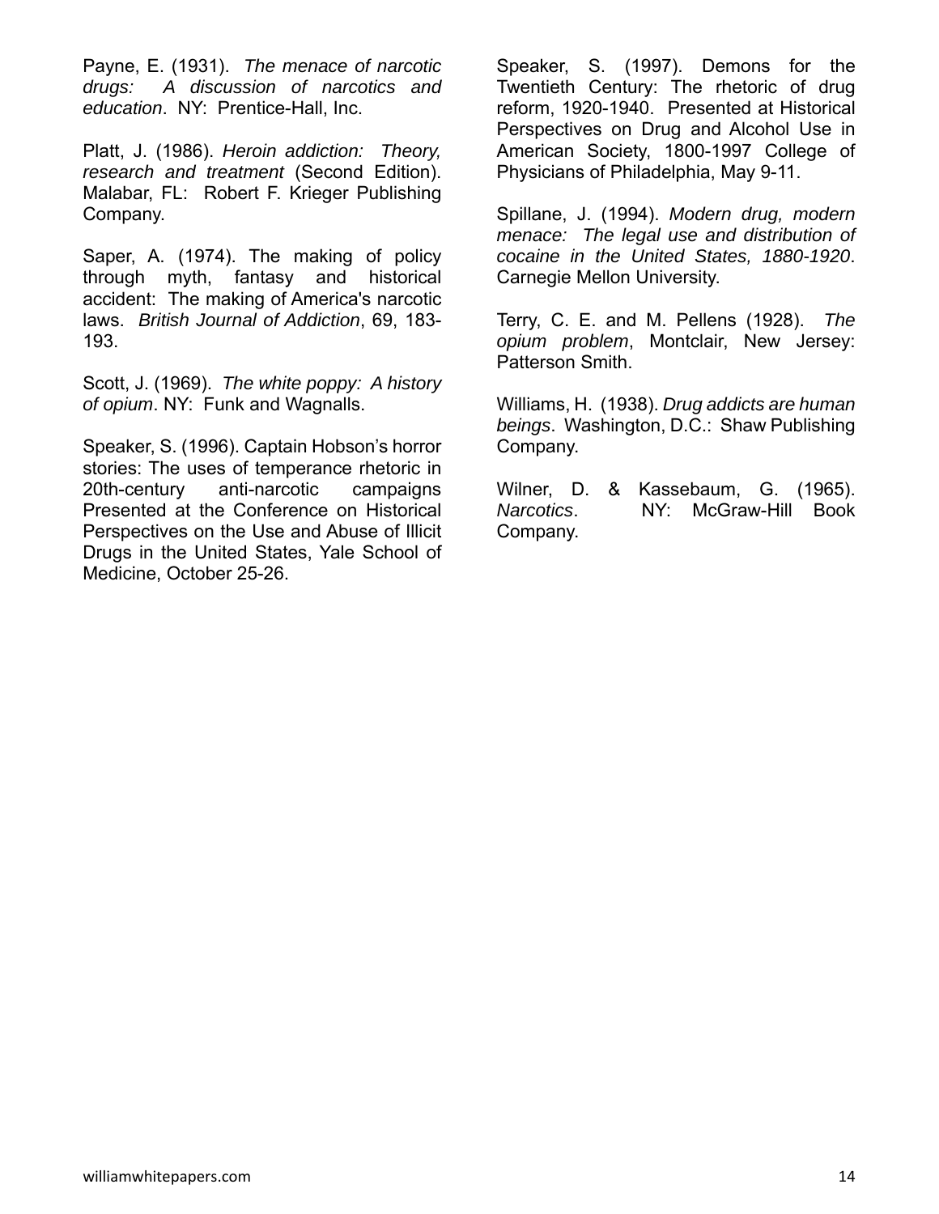Payne, E. (1931). *The menace of narcotic drugs: A discussion of narcotics and education*. NY: Prentice-Hall, Inc.

Platt, J. (1986). *Heroin addiction: Theory, research and treatment* (Second Edition). Malabar, FL: Robert F. Krieger Publishing Company.

Saper, A. (1974). The making of policy through myth, fantasy and historical accident: The making of America's narcotic laws. *British Journal of Addiction*, 69, 183-193.

Scott, J. (1969). *The white poppy: A history of opium*. NY: Funk and Wagnalls.

Speaker, S. (1996). Captain Hobson's horror stories: The uses of temperance rhetoric in 20th-century anti-narcotic campaigns Presented at the Conference on Historical Perspectives on the Use and Abuse of Illicit Drugs in the United States, Yale School of Medicine, October 25-26.

Speaker, S. (1997). Demons for the Twentieth Century: The rhetoric of drug reform, 1920-1940. Presented at Historical Perspectives on Drug and Alcohol Use in American Society, 1800-1997 College of Physicians of Philadelphia, May 9-11.

Spillane, J. (1994). *Modern drug, modern menace: The legal use and distribution of cocaine in the United States, 1880-1920*. Carnegie Mellon University.

Terry, C. E. and M. Pellens (1928). *The opium problem*, Montclair, New Jersey: Patterson Smith.

Williams, H. (1938). *Drug addicts are human beings*. Washington, D.C.: Shaw Publishing Company.

Wilner, D. & Kassebaum, G. (1965). *Narcotics*. NY: McGraw-Hill Book Company.